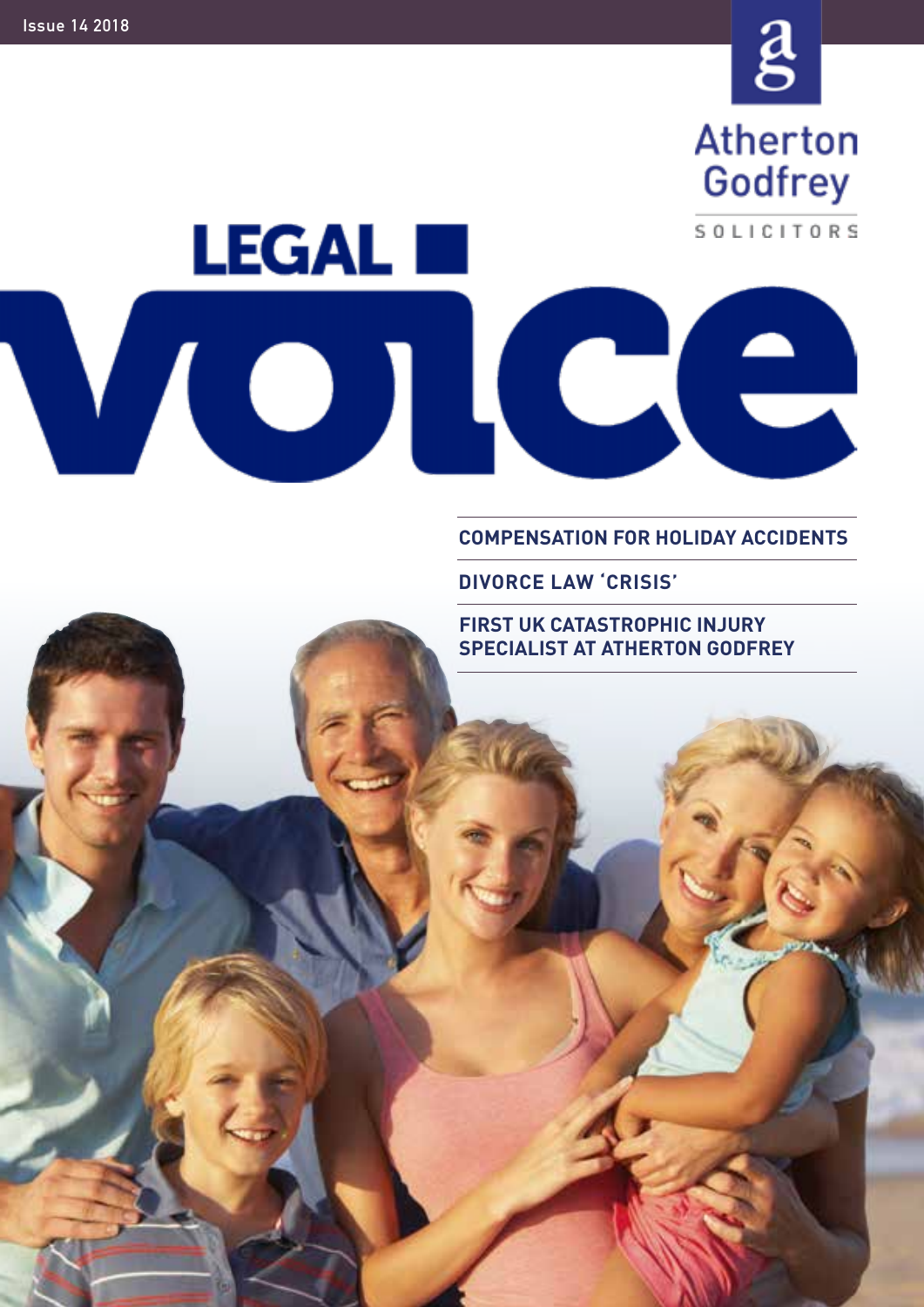Issue 14 2018

Atherton Godfrey

SOLICITORS

# LEGAL voice

**COMPENSATION FOR HOLIDAY ACCIDENTS**

**DIVORCE LAW 'CRISIS'**

**FIRST UK CATASTROPHIC INJURY SPECIALIST AT ATHERTON GODFREY**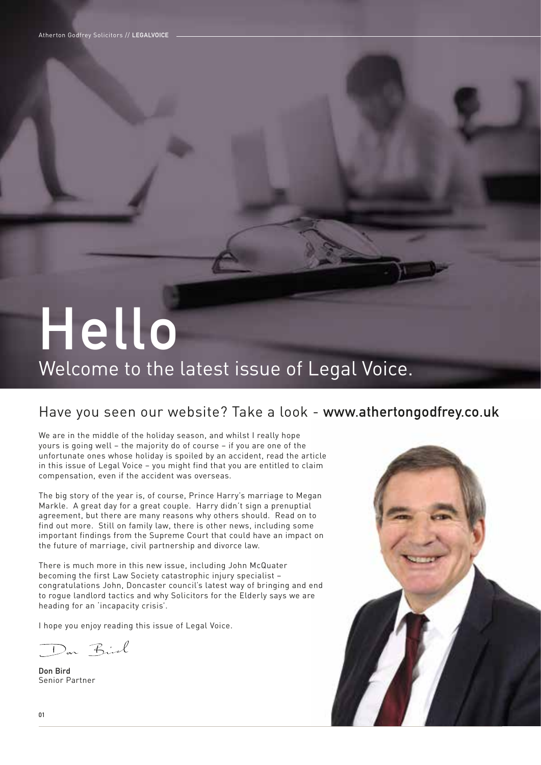# Hello

## Welcome to the latest issue of Legal Voice.

## Have you seen our website? Take a look - www.athertongodfrey.co.uk

We are in the middle of the holiday season, and whilst I really hope yours is going well – the majority do of course – if you are one of the unfortunate ones whose holiday is spoiled by an accident, read the article in this issue of Legal Voice – you might find that you are entitled to claim compensation, even if the accident was overseas.

The big story of the year is, of course, Prince Harry's marriage to Megan Markle. A great day for a great couple. Harry didn't sign a prenuptial agreement, but there are many reasons why others should. Read on to find out more. Still on family law, there is other news, including some important findings from the Supreme Court that could have an impact on the future of marriage, civil partnership and divorce law.

There is much more in this new issue, including John McQuater becoming the first Law Society catastrophic injury specialist – congratulations John, Doncaster council's latest way of bringing and end to rogue landlord tactics and why Solicitors for the Elderly says we are heading for an 'incapacity crisis'.

I hope you enjoy reading this issue of Legal Voice.

Don Bird

**Don Bird**
Senior Partner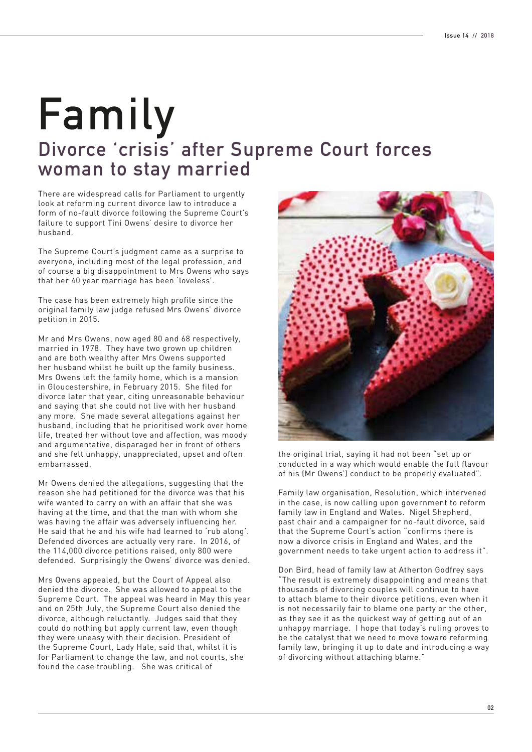# Family

## Divorce 'crisis' after Supreme Court forces woman to stay married

There are widespread calls for Parliament to urgently look at reforming current divorce law to introduce a form of no-fault divorce following the Supreme Court's failure to support Tini Owens' desire to divorce her husband.

The Supreme Court's judgment came as a surprise to everyone, including most of the legal profession, and of course a big disappointment to Mrs Owens who says that her 40 year marriage has been 'loveless'.

The case has been extremely high profile since the original family law judge refused Mrs Owens' divorce petition in 2015.

Mr and Mrs Owens, now aged 80 and 68 respectively, married in 1978. They have two grown up children and are both wealthy after Mrs Owens supported her husband whilst he built up the family business. Mrs Owens left the family home, which is a mansion in Gloucestershire, in February 2015. She filed for divorce later that year, citing unreasonable behaviour and saying that she could not live with her husband any more. She made several allegations against her husband, including that he prioritised work over home life, treated her without love and affection, was moody and argumentative, disparaged her in front of others and she felt unhappy, unappreciated, upset and often embarrassed.

Mr Owens denied the allegations, suggesting that the reason she had petitioned for the divorce was that his wife wanted to carry on with an affair that she was having at the time, and that the man with whom she was having the affair was adversely influencing her. He said that he and his wife had learned to 'rub along'. Defended divorces are actually very rare. In 2016, of the 114,000 divorce petitions raised, only 800 were defended. Surprisingly the Owens' divorce was denied.

Mrs Owens appealed, but the Court of Appeal also denied the divorce. She was allowed to appeal to the Supreme Court. The appeal was heard in May this year and on 25th July, the Supreme Court also denied the divorce, although reluctantly. Judges said that they could do nothing but apply current law, even though they were uneasy with their decision. President of the Supreme Court, Lady Hale, said that, whilst it is for Parliament to change the law, and not courts, she found the case troubling. She was critical of the original trial, saying it had not been "set up or conducted in a way which would enable the full flavour of his (Mr Owens') conduct to be properly evaluated".

Family law organisation, Resolution, which intervened in the case, is now calling upon government to reform family law in England and Wales. Nigel Shepherd, past chair and a campaigner for no-fault divorce, said that the Supreme Court's action "confirms there is now a divorce crisis in England and Wales, and the government needs to take urgent action to address it".

Don Bird, head of family law at Atherton Godfrey says "The result is extremely disappointing and means that thousands of divorcing couples will continue to have to attach blame to their divorce petitions, even when it is not necessarily fair to blame one party or the other, as they see it as the quickest way of getting out of an unhappy marriage. I hope that today's ruling proves to be the catalyst that we need to move toward reforming family law, bringing it up to date and introducing a way of divorcing without attaching blame."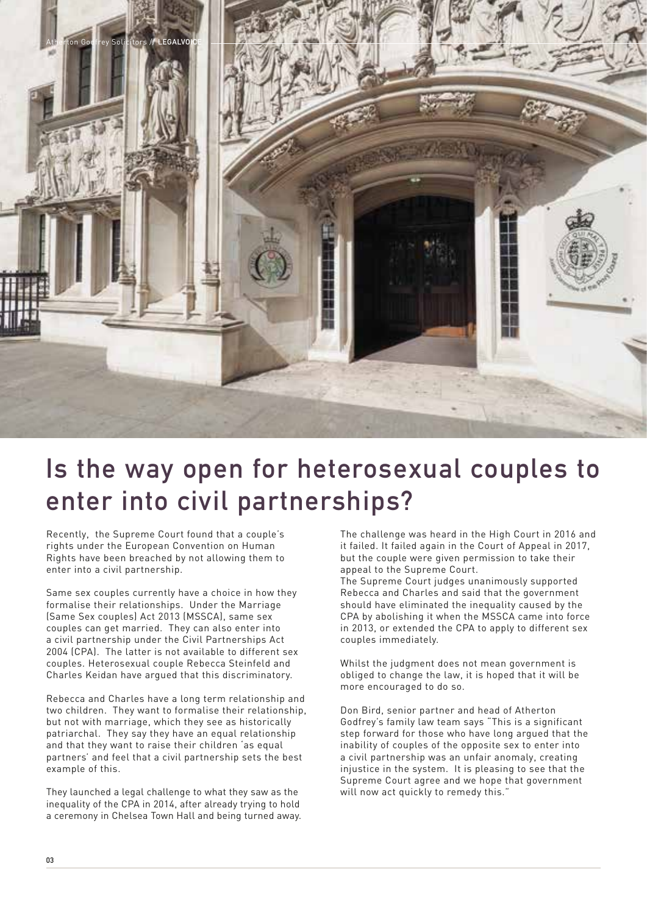# Is the way open for heterosexual couples to enter into civil partnerships?

Recently, the Supreme Court found that a couple's rights under the European Convention on Human Rights have been breached by not allowing them to enter into a civil partnership.

Same sex couples currently have a choice in how they formalise their relationships. Under the Marriage (Same Sex couples) Act 2013 (MSSCA), same sex couples can get married. They can also enter into a civil partnership under the Civil Partnerships Act 2004 (CPA). The latter is not available to different sex couples. Heterosexual couple Rebecca Steinfeld and Charles Keidan have argued that this discriminatory.

Rebecca and Charles have a long term relationship and two children. They want to formalise their relationship, but not with marriage, which they see as historically patriarchal. They say they have an equal relationship and that they want to raise their children 'as equal partners' and feel that a civil partnership sets the best example of this.

They launched a legal challenge to what they saw as the inequality of the CPA in 2014, after already trying to hold a ceremony in Chelsea Town Hall and being turned away.

The challenge was heard in the High Court in 2016 and it failed. It failed again in the Court of Appeal in 2017, but the couple were given permission to take their appeal to the Supreme Court.

The Supreme Court judges unanimously supported Rebecca and Charles and said that the government should have eliminated the inequality caused by the CPA by abolishing it when the MSSCA came into force in 2013, or extended the CPA to apply to different sex couples immediately.

Whilst the judgment does not mean government is obliged to change the law, it is hoped that it will be more encouraged to do so.

Don Bird, senior partner and head of Atherton Godfrey's family law team says "This is a significant step forward for those who have long argued that the inability of couples of the opposite sex to enter into a civil partnership was an unfair anomaly, creating injustice in the system. It is pleasing to see that the Supreme Court agree and we hope that government will now act quickly to remedy this."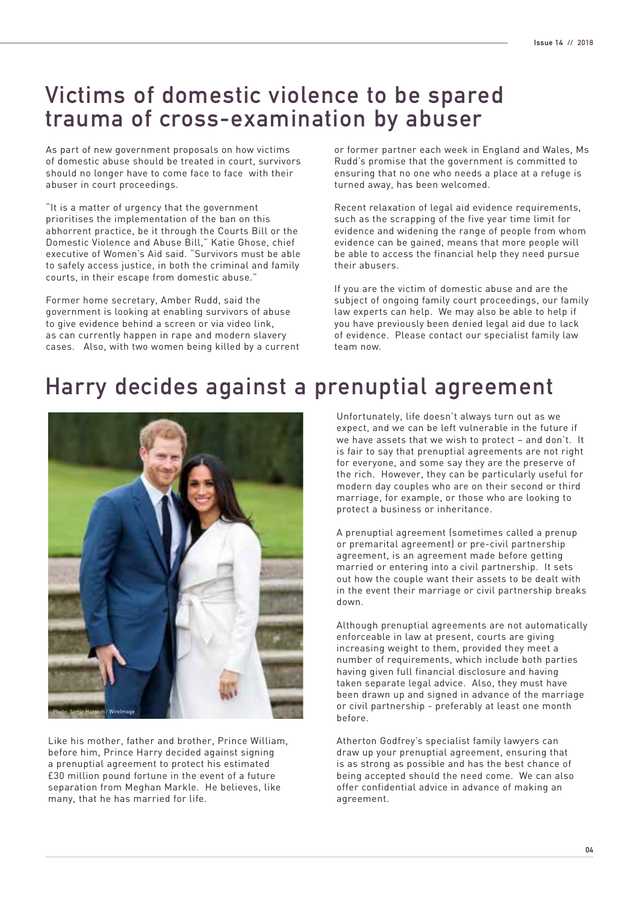## Victims of domestic violence to be spared trauma of cross-examination by abuser

As part of new government proposals on how victims of domestic abuse should be treated in court, survivors should no longer have to come face to face with their abuser in court proceedings.

"It is a matter of urgency that the government prioritises the implementation of the ban on this abhorrent practice, be it through the Courts Bill or the Domestic Violence and Abuse Bill," Katie Ghose, chief executive of Women's Aid said. "Survivors must be able to safely access justice, in both the criminal and family courts, in their escape from domestic abuse."

Former home secretary, Amber Rudd, said the government is looking at enabling survivors of abuse to give evidence behind a screen or via video link, as can currently happen in rape and modern slavery cases. Also, with two women being killed by a current or former partner each week in England and Wales, Ms Rudd's promise that the government is committed to ensuring that no one who needs a place at a refuge is turned away, has been welcomed.

Recent relaxation of legal aid evidence requirements, such as the scrapping of the five year time limit for evidence and widening the range of people from whom evidence can be gained, means that more people will be able to access the financial help they need pursue their abusers.

If you are the victim of domestic abuse and are the subject of ongoing family court proceedings, our family law experts can help. We may also be able to help if you have previously been denied legal aid due to lack of evidence. Please contact our specialist family law team now.

## Harry decides against a prenuptial agreement

Photo: Samir Hussein / WireImage

Like his mother, father and brother, Prince William, before him, Prince Harry decided against signing a prenuptial agreement to protect his estimated £30 million pound fortune in the event of a future separation from Meghan Markle. He believes, like many, that he has married for life.

Unfortunately, life doesn't always turn out as we expect, and we can be left vulnerable in the future if we have assets that we wish to protect – and don't. It is fair to say that prenuptial agreements are not right for everyone, and some say they are the preserve of the rich. However, they can be particularly useful for modern day couples who are on their second or third marriage, for example, or those who are looking to protect a business or inheritance.

A prenuptial agreement (sometimes called a prenup or premarital agreement) or pre-civil partnership agreement, is an agreement made before getting married or entering into a civil partnership. It sets out how the couple want their assets to be dealt with in the event their marriage or civil partnership breaks down.

Although prenuptial agreements are not automatically enforceable in law at present, courts are giving increasing weight to them, provided they meet a number of requirements, which include both parties having given full financial disclosure and having taken separate legal advice. Also, they must have been drawn up and signed in advance of the marriage or civil partnership - preferably at least one month before.

Atherton Godfrey's specialist family lawyers can draw up your prenuptial agreement, ensuring that is as strong as possible and has the best chance of being accepted should the need come. We can also offer confidential advice in advance of making an agreement.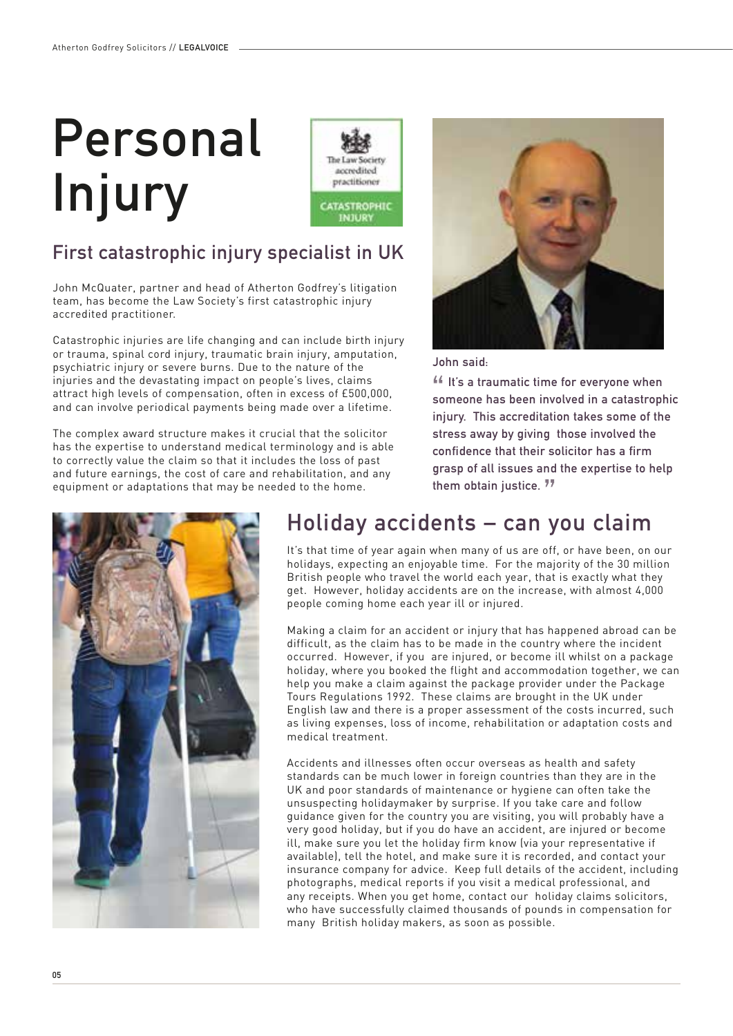# Personal Injury

The Law Society accredited practitioner

CATASTROPHIC INJURY

## First catastrophic injury specialist in UK

John McQuater, partner and head of Atherton Godfrey's litigation team, has become the Law Society's first catastrophic injury accredited practitioner.

Catastrophic injuries are life changing and can include birth injury or trauma, spinal cord injury, traumatic brain injury, amputation, psychiatric injury or severe burns. Due to the nature of the injuries and the devastating impact on people's lives, claims attract high levels of compensation, often in excess of £500,000, and can involve periodical payments being made over a lifetime.

The complex award structure makes it crucial that the solicitor has the expertise to understand medical terminology and is able to correctly value the claim so that it includes the loss of past and future earnings, the cost of care and rehabilitation, and any equipment or adaptations that may be needed to the home.

John said:

“ It's a traumatic time for everyone when someone has been involved in a catastrophic injury. This accreditation takes some of the stress away by giving those involved the confidence that their solicitor has a firm grasp of all issues and the expertise to help them obtain justice. ”

## Holiday accidents – can you claim

It's that time of year again when many of us are off, or have been, on our holidays, expecting an enjoyable time. For the majority of the 30 million British people who travel the world each year, that is exactly what they get. However, holiday accidents are on the increase, with almost 4,000 people coming home each year ill or injured.

Making a claim for an accident or injury that has happened abroad can be difficult, as the claim has to be made in the country where the incident occurred. However, if you are injured, or become ill whilst on a package holiday, where you booked the flight and accommodation together, we can help you make a claim against the package provider under the Package Tours Regulations 1992. These claims are brought in the UK under English law and there is a proper assessment of the costs incurred, such as living expenses, loss of income, rehabilitation or adaptation costs and medical treatment.

Accidents and illnesses often occur overseas as health and safety standards can be much lower in foreign countries than they are in the UK and poor standards of maintenance or hygiene can often take the unsuspecting holidaymaker by surprise. If you take care and follow guidance given for the country you are visiting, you will probably have a very good holiday, but if you do have an accident, are injured or become ill, make sure you let the holiday firm know (via your representative if available), tell the hotel, and make sure it is recorded, and contact your insurance company for advice. Keep full details of the accident, including photographs, medical reports if you visit a medical professional, and any receipts. When you get home, contact our holiday claims solicitors, who have successfully claimed thousands of pounds in compensation for many British holiday makers, as soon as possible.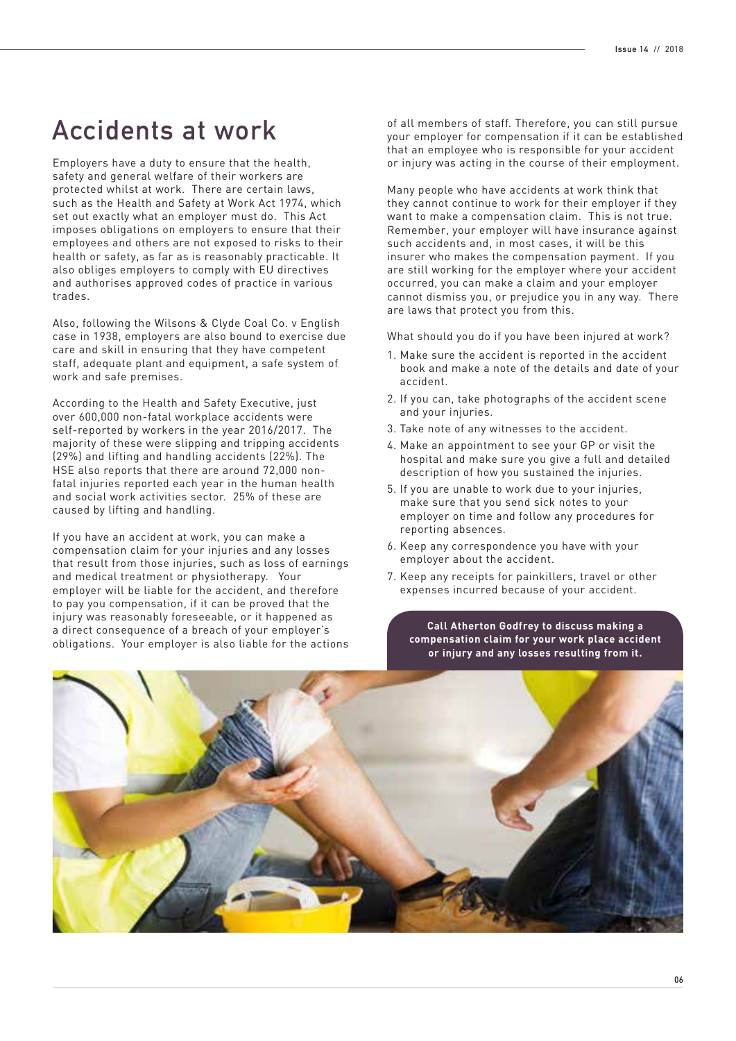# Accidents at work

Employers have a duty to ensure that the health, safety and general welfare of their workers are protected whilst at work. There are certain laws, such as the Health and Safety at Work Act 1974, which set out exactly what an employer must do. This Act imposes obligations on employers to ensure that their employees and others are not exposed to risks to their health or safety, as far as is reasonably practicable. It also obliges employers to comply with EU directives and authorises approved codes of practice in various trades.

Also, following the Wilsons & Clyde Coal Co. v English case in 1938, employers are also bound to exercise due care and skill in ensuring that they have competent staff, adequate plant and equipment, a safe system of work and safe premises.

According to the Health and Safety Executive, just over 600,000 non-fatal workplace accidents were self-reported by workers in the year 2016/2017. The majority of these were slipping and tripping accidents (29%) and lifting and handling accidents (22%). The HSE also reports that there are around 72,000 non-fatal injuries reported each year in the human health and social work activities sector. 25% of these are caused by lifting and handling.

If you have an accident at work, you can make a compensation claim for your injuries and any losses that result from those injuries, such as loss of earnings and medical treatment or physiotherapy. Your employer will be liable for the accident, and therefore to pay you compensation, if it can be proved that the injury was reasonably foreseeable, or it happened as a direct consequence of a breach of your employer's obligations. Your employer is also liable for the actions of all members of staff. Therefore, you can still pursue your employer for compensation if it can be established that an employee who is responsible for your accident or injury was acting in the course of their employment.

Many people who have accidents at work think that they cannot continue to work for their employer if they want to make a compensation claim. This is not true. Remember, your employer will have insurance against such accidents and, in most cases, it will be this insurer who makes the compensation payment. If you are still working for the employer where your accident occurred, you can make a claim and your employer cannot dismiss you, or prejudice you in any way. There are laws that protect you from this.

What should you do if you have been injured at work?

1. Make sure the accident is reported in the accident book and make a note of the details and date of your accident.
2. If you can, take photographs of the accident scene and your injuries.
3. Take note of any witnesses to the accident.
4. Make an appointment to see your GP or visit the hospital and make sure you give a full and detailed description of how you sustained the injuries.
5. If you are unable to work due to your injuries, make sure that you send sick notes to your employer on time and follow any procedures for reporting absences.
6. Keep any correspondence you have with your employer about the accident.
7. Keep any receipts for painkillers, travel or other expenses incurred because of your accident.

**Call Atherton Godfrey to discuss making a compensation claim for your work place accident or injury and any losses resulting from it.**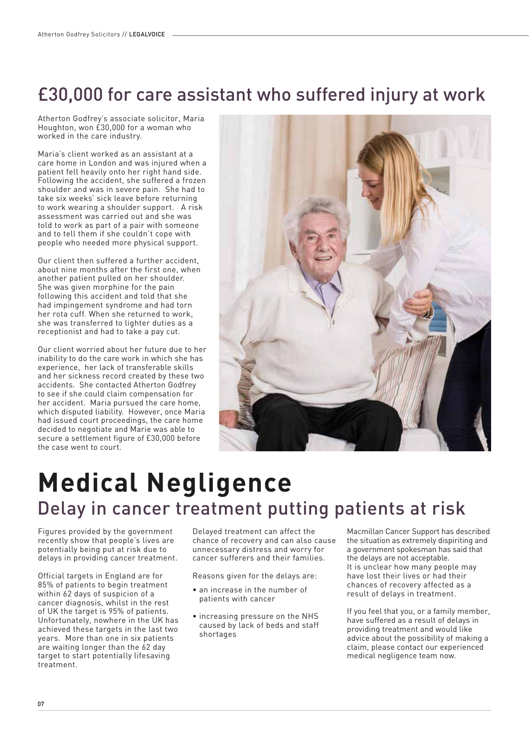## £30,000 for care assistant who suffered injury at work

Atherton Godfrey's associate solicitor, Maria Houghton, won £30,000 for a woman who worked in the care industry.

Maria's client worked as an assistant at a care home in London and was injured when a patient fell heavily onto her right hand side. Following the accident, she suffered a frozen shoulder and was in severe pain. She had to take six weeks' sick leave before returning to work wearing a shoulder support. A risk assessment was carried out and she was told to work as part of a pair with someone and to tell them if she couldn't cope with people who needed more physical support.

Our client then suffered a further accident, about nine months after the first one, when another patient pulled on her shoulder. She was given morphine for the pain following this accident and told that she had impingement syndrome and had torn her rota cuff. When she returned to work, she was transferred to lighter duties as a receptionist and had to take a pay cut.

Our client worried about her future due to her inability to do the care work in which she has experience, her lack of transferable skills and her sickness record created by these two accidents. She contacted Atherton Godfrey to see if she could claim compensation for her accident. Maria pursued the care home, which disputed liability. However, once Maria had issued court proceedings, the care home decided to negotiate and Marie was able to secure a settlement figure of £30,000 before the case went to court.

# Medical Negligence

## Delay in cancer treatment putting patients at risk

Figures provided by the government recently show that people's lives are potentially being put at risk due to delays in providing cancer treatment.

Official targets in England are for 85% of patients to begin treatment within 62 days of suspicion of a cancer diagnosis, whilst in the rest of UK the target is 95% of patients. Unfortunately, nowhere in the UK has achieved these targets in the last two years. More than one in six patients are waiting longer than the 62 day target to start potentially lifesaving treatment.

Delayed treatment can affect the chance of recovery and can also cause unnecessary distress and worry for cancer sufferers and their families.

Reasons given for the delays are:

- an increase in the number of patients with cancer
- increasing pressure on the NHS caused by lack of beds and staff shortages

Macmillan Cancer Support has described the situation as extremely dispiriting and a government spokesman has said that the delays are not acceptable. It is unclear how many people may have lost their lives or had their chances of recovery affected as a result of delays in treatment.

If you feel that you, or a family member, have suffered as a result of delays in providing treatment and would like advice about the possibility of making a claim, please contact our experienced medical negligence team now.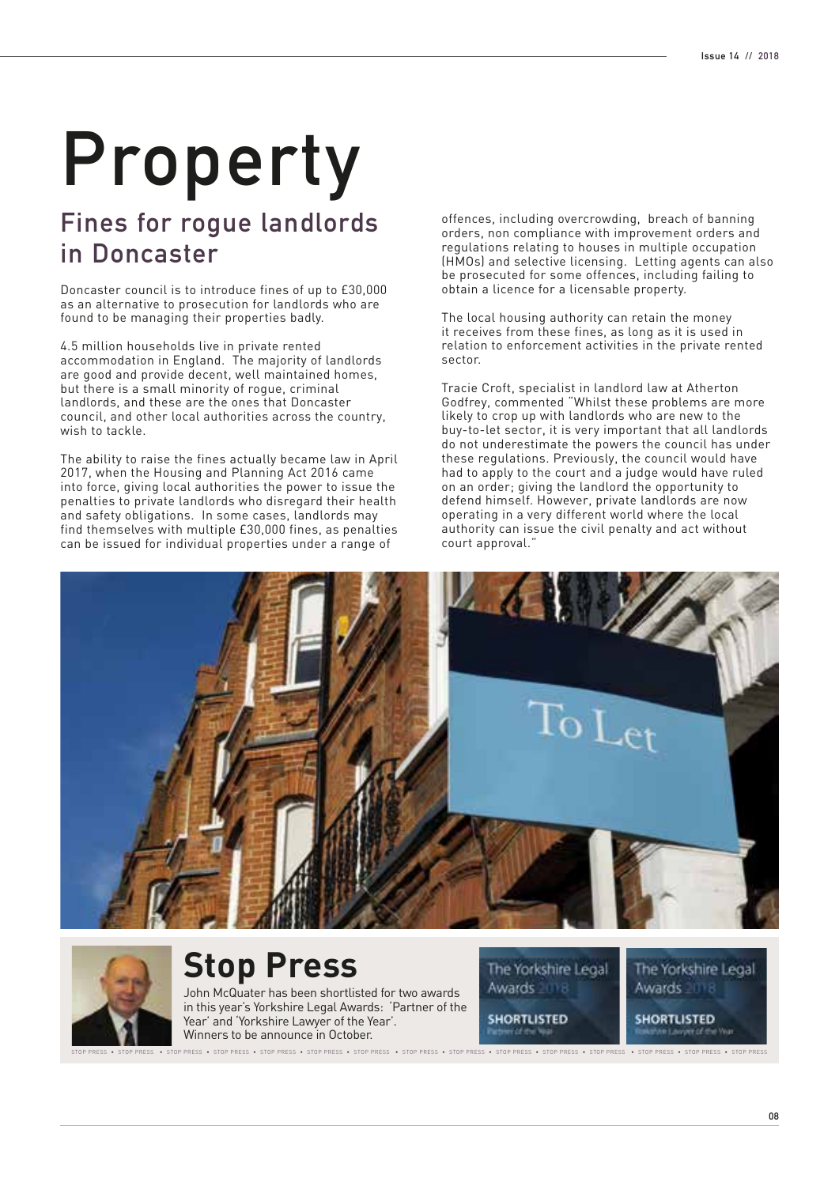# Property

## Fines for rogue landlords in Doncaster

Doncaster council is to introduce fines of up to £30,000 as an alternative to prosecution for landlords who are found to be managing their properties badly.

4.5 million households live in private rented accommodation in England. The majority of landlords are good and provide decent, well maintained homes, but there is a small minority of rogue, criminal landlords, and these are the ones that Doncaster council, and other local authorities across the country, wish to tackle.

The ability to raise the fines actually became law in April 2017, when the Housing and Planning Act 2016 came into force, giving local authorities the power to issue the penalties to private landlords who disregard their health and safety obligations. In some cases, landlords may find themselves with multiple £30,000 fines, as penalties can be issued for individual properties under a range of offences, including overcrowding, breach of banning orders, non compliance with improvement orders and regulations relating to houses in multiple occupation (HMOs) and selective licensing. Letting agents can also be prosecuted for some offences, including failing to obtain a licence for a licensable property.

The local housing authority can retain the money it receives from these fines, as long as it is used in relation to enforcement activities in the private rented sector.

Tracie Croft, specialist in landlord law at Atherton Godfrey, commented "Whilst these problems are more likely to crop up with landlords who are new to the buy-to-let sector, it is very important that all landlords do not underestimate the powers the council has under these regulations. Previously, the council would have had to apply to the court and a judge would have ruled on an order; giving the landlord the opportunity to defend himself. However, private landlords are now operating in a very different world where the local authority can issue the civil penalty and act without court approval."

## Stop Press

John McQuater has been shortlisted for two awards in this year's Yorkshire Legal Awards: 'Partner of the Year' and 'Yorkshire Lawyer of the Year'. Winners to be announce in October.

The Yorkshire Legal Awards 2018 — SHORTLISTED — Partner of the Year

The Yorkshire Legal Awards 2018 — SHORTLISTED — Yorkshire Lawyer of the Year

STOP PRESS • STOP PRESS • STOP PRESS • STOP PRESS • STOP PRESS • STOP PRESS • STOP PRESS • STOP PRESS • STOP PRESS • STOP PRESS • STOP PRESS • STOP PRESS • STOP PRESS • STOP PRESS • STOP PRESS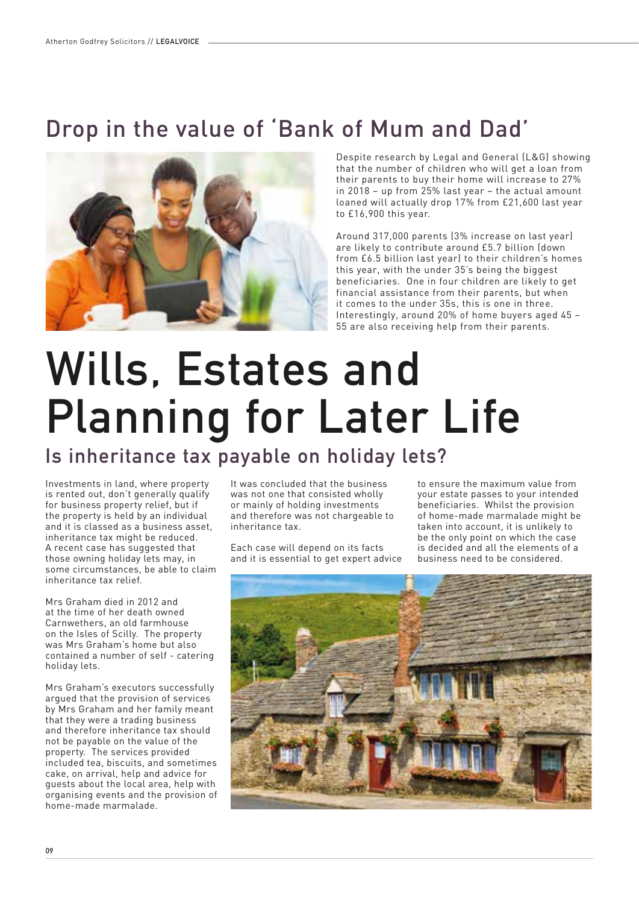## Drop in the value of 'Bank of Mum and Dad'

Despite research by Legal and General (L&G) showing that the number of children who will get a loan from their parents to buy their home will increase to 27% in 2018 – up from 25% last year – the actual amount loaned will actually drop 17% from £21,600 last year to £16,900 this year.

Around 317,000 parents (3% increase on last year) are likely to contribute around £5.7 billion (down from £6.5 billion last year) to their children's homes this year, with the under 35's being the biggest beneficiaries. One in four children are likely to get financial assistance from their parents, but when it comes to the under 35s, this is one in three. Interestingly, around 20% of home buyers aged 45 – 55 are also receiving help from their parents.

# Wills, Estates and Planning for Later Life

## Is inheritance tax payable on holiday lets?

Investments in land, where property is rented out, don't generally qualify for business property relief, but if the property is held by an individual and it is classed as a business asset, inheritance tax might be reduced. A recent case has suggested that those owning holiday lets may, in some circumstances, be able to claim inheritance tax relief.

Mrs Graham died in 2012 and at the time of her death owned Carnwethers, an old farmhouse on the Isles of Scilly. The property was Mrs Graham's home but also contained a number of self - catering holiday lets.

Mrs Graham's executors successfully argued that the provision of services by Mrs Graham and her family meant that they were a trading business and therefore inheritance tax should not be payable on the value of the property. The services provided included tea, biscuits, and sometimes cake, on arrival, help and advice for guests about the local area, help with organising events and the provision of home-made marmalade.

It was concluded that the business was not one that consisted wholly or mainly of holding investments and therefore was not chargeable to inheritance tax.

Each case will depend on its facts and it is essential to get expert advice to ensure the maximum value from your estate passes to your intended beneficiaries. Whilst the provision of home-made marmalade might be taken into account, it is unlikely to be the only point on which the case is decided and all the elements of a business need to be considered.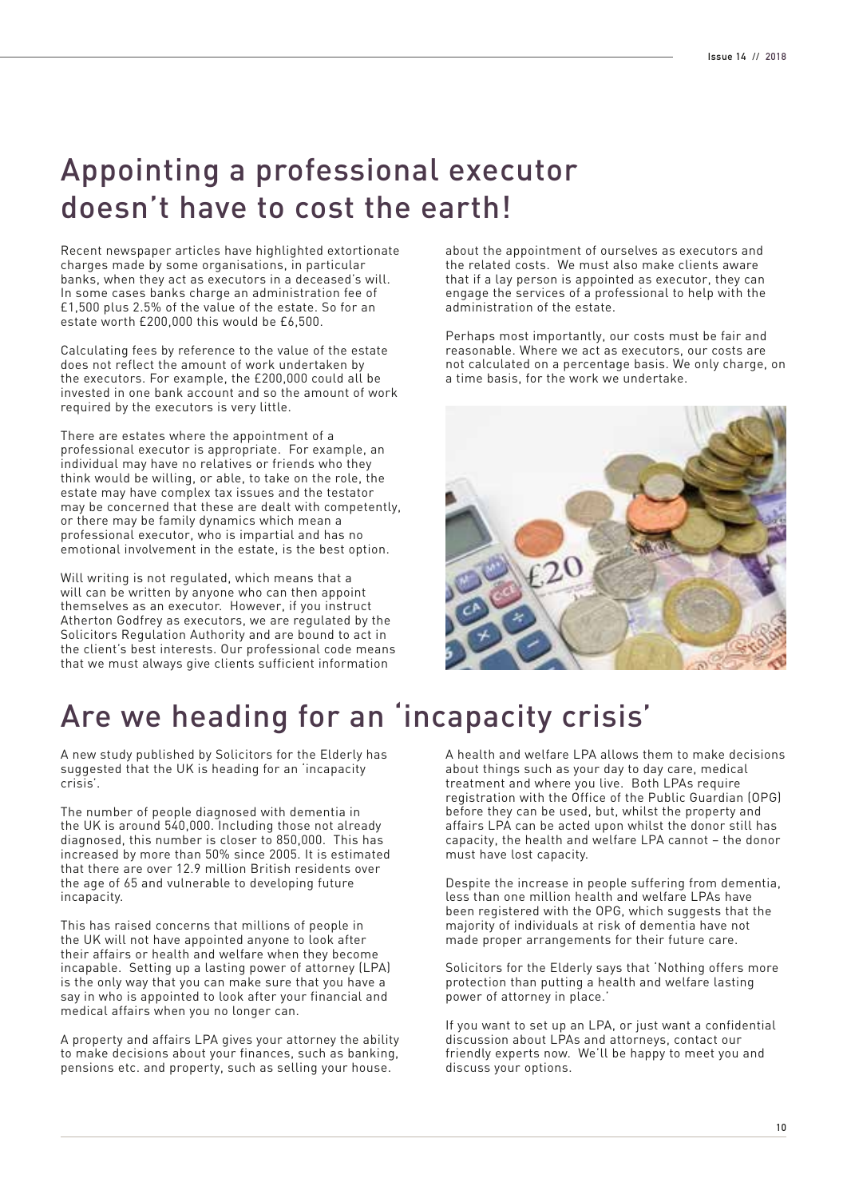# Appointing a professional executor doesn't have to cost the earth!

Recent newspaper articles have highlighted extortionate charges made by some organisations, in particular banks, when they act as executors in a deceased's will. In some cases banks charge an administration fee of £1,500 plus 2.5% of the value of the estate. So for an estate worth £200,000 this would be £6,500.

Calculating fees by reference to the value of the estate does not reflect the amount of work undertaken by the executors. For example, the £200,000 could all be invested in one bank account and so the amount of work required by the executors is very little.

There are estates where the appointment of a professional executor is appropriate. For example, an individual may have no relatives or friends who they think would be willing, or able, to take on the role, the estate may have complex tax issues and the testator may be concerned that these are dealt with competently, or there may be family dynamics which mean a professional executor, who is impartial and has no emotional involvement in the estate, is the best option.

Will writing is not regulated, which means that a will can be written by anyone who can then appoint themselves as an executor. However, if you instruct Atherton Godfrey as executors, we are regulated by the Solicitors Regulation Authority and are bound to act in the client's best interests. Our professional code means that we must always give clients sufficient information about the appointment of ourselves as executors and the related costs. We must also make clients aware that if a lay person is appointed as executor, they can engage the services of a professional to help with the administration of the estate.

Perhaps most importantly, our costs must be fair and reasonable. Where we act as executors, our costs are not calculated on a percentage basis. We only charge, on a time basis, for the work we undertake.

# Are we heading for an 'incapacity crisis'

A new study published by Solicitors for the Elderly has suggested that the UK is heading for an 'incapacity crisis'.

The number of people diagnosed with dementia in the UK is around 540,000. Including those not already diagnosed, this number is closer to 850,000. This has increased by more than 50% since 2005. It is estimated that there are over 12.9 million British residents over the age of 65 and vulnerable to developing future incapacity.

This has raised concerns that millions of people in the UK will not have appointed anyone to look after their affairs or health and welfare when they become incapable. Setting up a lasting power of attorney (LPA) is the only way that you can make sure that you have a say in who is appointed to look after your financial and medical affairs when you no longer can.

A property and affairs LPA gives your attorney the ability to make decisions about your finances, such as banking, pensions etc. and property, such as selling your house.

A health and welfare LPA allows them to make decisions about things such as your day to day care, medical treatment and where you live. Both LPAs require registration with the Office of the Public Guardian (OPG) before they can be used, but, whilst the property and affairs LPA can be acted upon whilst the donor still has capacity, the health and welfare LPA cannot – the donor must have lost capacity.

Despite the increase in people suffering from dementia, less than one million health and welfare LPAs have been registered with the OPG, which suggests that the majority of individuals at risk of dementia have not made proper arrangements for their future care.

Solicitors for the Elderly says that 'Nothing offers more protection than putting a health and welfare lasting power of attorney in place.'

If you want to set up an LPA, or just want a confidential discussion about LPAs and attorneys, contact our friendly experts now. We'll be happy to meet you and discuss your options.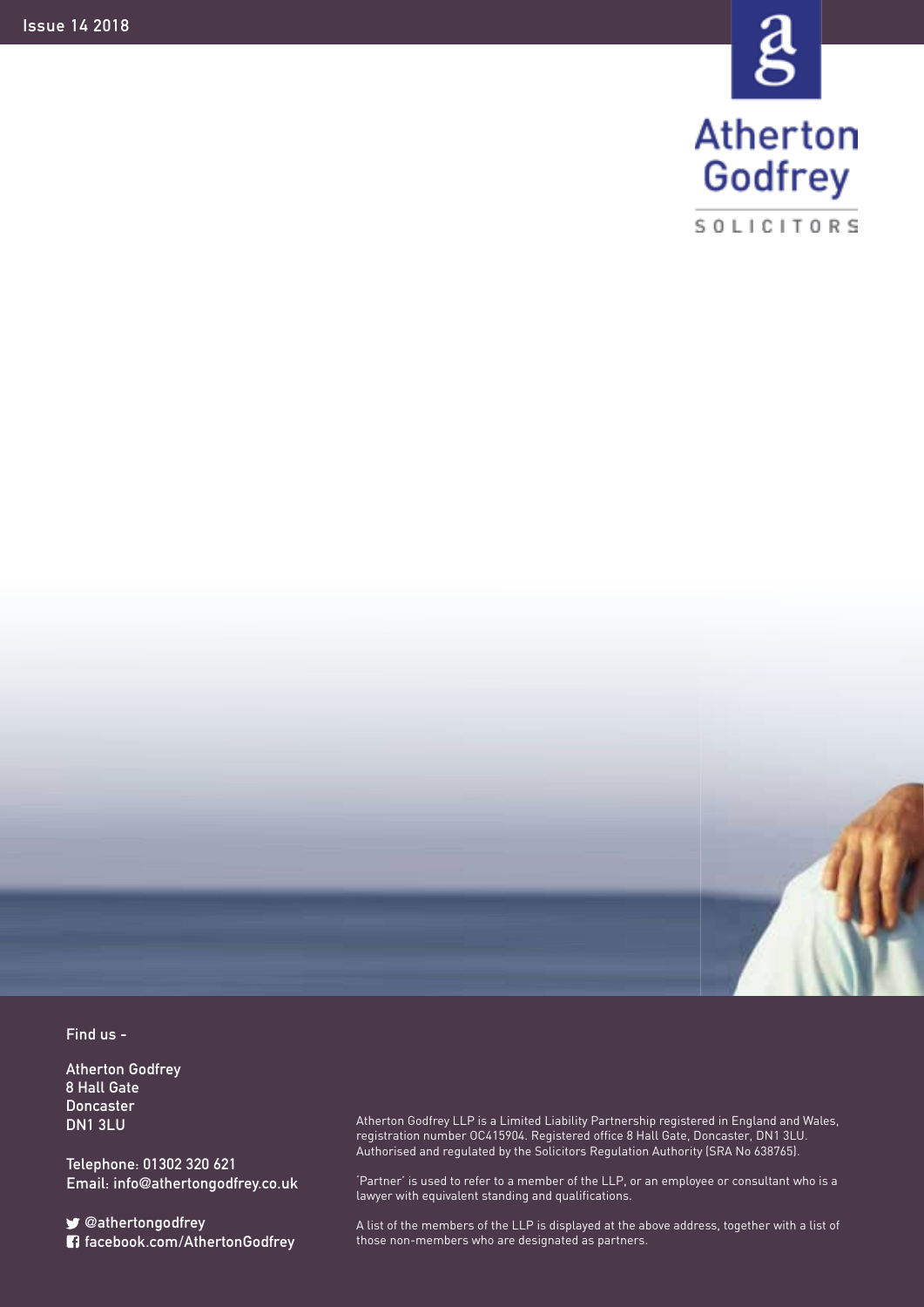Issue 14 2018

Atherton Godfrey

SOLICITORS

Find us -

Atherton Godfrey
8 Hall Gate
Doncaster
DN1 3LU

Telephone: 01302 320 621
Email: info@athertongodfrey.co.uk

@athertongodfrey
facebook.com/AthertonGodfrey

Atherton Godfrey LLP is a Limited Liability Partnership registered in England and Wales, registration number OC415904. Registered office 8 Hall Gate, Doncaster, DN1 3LU. Authorised and regulated by the Solicitors Regulation Authority (SRA No 638765).

'Partner' is used to refer to a member of the LLP, or an employee or consultant who is a lawyer with equivalent standing and qualifications.

A list of the members of the LLP is displayed at the above address, together with a list of those non-members who are designated as partners.